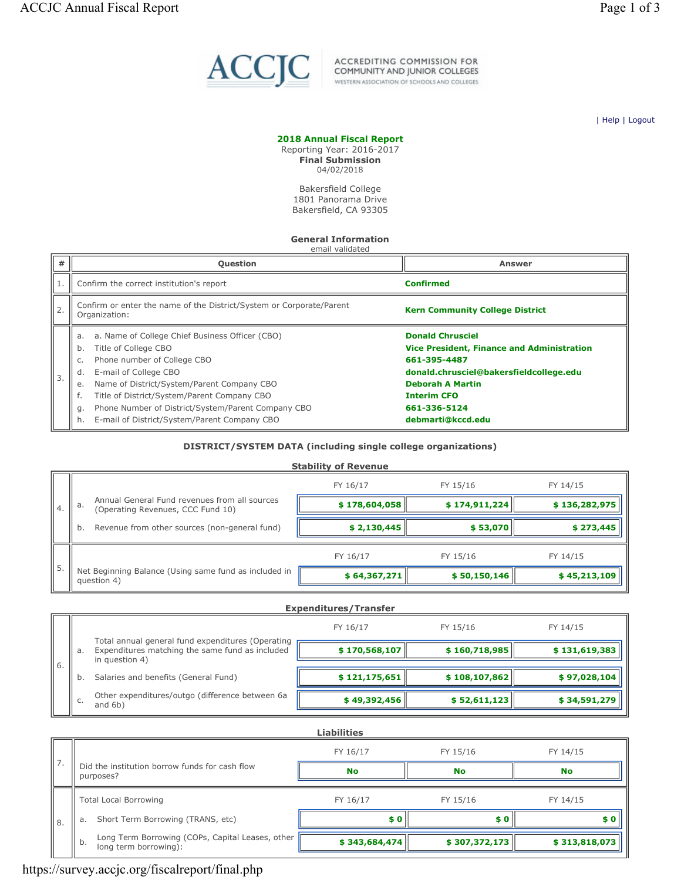ACCREDITING COMMISSION FOR COMMUNITY AND JUNIOR COLLEGES
WESTERN ASSOCIATION OF SCHOOLS AND COLLEGES

| Help | Logout

**2018 Annual Fiscal Report**
Reporting Year: 2016-2017
**Final Submission**
04/02/2018

Bakersfield College
1801 Panorama Drive
Bakersfield, CA 93305

### General Information

email validated

| # | Question | Answer |
|---|---|---|
| 1. | Confirm the correct institution's report | **Confirmed** |
| 2. | Confirm or enter the name of the District/System or Corporate/Parent Organization: | **Kern Community College District** |
| 3. | a. a. Name of College Chief Business Officer (CBO) | **Donald Chrusciel** |
| | b. Title of College CBO | **Vice President, Finance and Administration** |
| | c. Phone number of College CBO | **661-395-4487** |
| | d. E-mail of College CBO | **donald.chrusciel@bakersfieldcollege.edu** |
| | e. Name of District/System/Parent Company CBO | **Deborah A Martin** |
| | f. Title of District/System/Parent Company CBO | **Interim CFO** |
| | g. Phone Number of District/System/Parent Company CBO | **661-336-5124** |
| | h. E-mail of District/System/Parent Company CBO | **debmarti@kccd.edu** |

### DISTRICT/SYSTEM DATA (including single college organizations)

#### Stability of Revenue

| # | | FY 16/17 | FY 15/16 | FY 14/15 |
|---|---|---|---|---|
| 4. | a. Annual General Fund revenues from all sources (Operating Revenues, CCC Fund 10) | $ 178,604,058 | $ 174,911,224 | $ 136,282,975 |
| | b. Revenue from other sources (non-general fund) | $ 2,130,445 | $ 53,070 | $ 273,445 |
| 5. | Net Beginning Balance (Using same fund as included in question 4) | $ 64,367,271 | $ 50,150,146 | $ 45,213,109 |

#### Expenditures/Transfer

| # | | FY 16/17 | FY 15/16 | FY 14/15 |
|---|---|---|---|---|
| 6. | a. Total annual general fund expenditures (Operating Expenditures matching the same fund as included in question 4) | $ 170,568,107 | $ 160,718,985 | $ 131,619,383 |
| | b. Salaries and benefits (General Fund) | $ 121,175,651 | $ 108,107,862 | $ 97,028,104 |
| | c. Other expenditures/outgo (difference between 6a and 6b) | $ 49,392,456 | $ 52,611,123 | $ 34,591,279 |

#### Liabilities

| # | | FY 16/17 | FY 15/16 | FY 14/15 |
|---|---|---|---|---|
| 7. | Did the institution borrow funds for cash flow purposes? | No | No | No |
| 8. | Total Local Borrowing | | | |
| | a. Short Term Borrowing (TRANS, etc) | $ 0 | $ 0 | $ 0 |
| | b. Long Term Borrowing (COPs, Capital Leases, other long term borrowing): | $ 343,684,474 | $ 307,372,173 | $ 313,818,073 |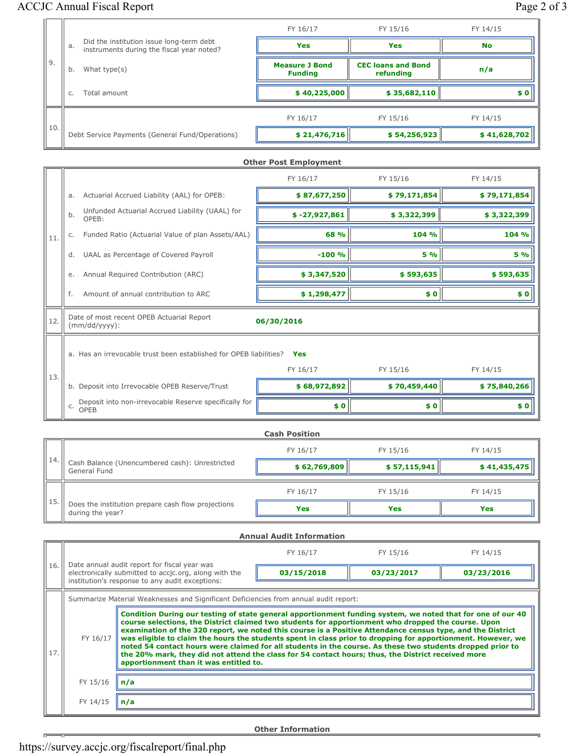| | | FY 16/17 | FY 15/16 | FY 14/15 |
|---|---|---|---|---|
| 9. | a. Did the institution issue long-term debt instruments during the fiscal year noted? | **Yes** | **Yes** | **No** |
| | b. What type(s) | **Measure J Bond Funding** | **CEC loans and Bond refunding** | **n/a** |
| | c. Total amount | **$ 40,225,000** | **$ 35,682,110** | **$ 0** |

| | | FY 16/17 | FY 15/16 | FY 14/15 |
|---|---|---|---|---|
| 10. | Debt Service Payments (General Fund/Operations) | **$ 21,476,716** | **$ 54,256,923** | **$ 41,628,702** |

### Other Post Employment

| | | FY 16/17 | FY 15/16 | FY 14/15 |
|---|---|---|---|---|
| 11. | a. Actuarial Accrued Liability (AAL) for OPEB: | **$ 87,677,250** | **$ 79,171,854** | **$ 79,171,854** |
| | b. Unfunded Actuarial Accrued Liability (UAAL) for OPEB: | **$ -27,927,861** | **$ 3,322,399** | **$ 3,322,399** |
| | c. Funded Ratio (Actuarial Value of plan Assets/AAL) | **68 %** | **104 %** | **104 %** |
| | d. UAAL as Percentage of Covered Payroll | **-100 %** | **5 %** | **5 %** |
| | e. Annual Required Contribution (ARC) | **$ 3,347,520** | **$ 593,635** | **$ 593,635** |
| | f. Amount of annual contribution to ARC | **$ 1,298,477** | **$ 0** | **$ 0** |

| | | |
|---|---|---|
| 12. | Date of most recent OPEB Actuarial Report (mm/dd/yyyy): | **06/30/2016** |

13. a. Has an irrevocable trust been established for OPEB liabilities? **Yes**

| | | FY 16/17 | FY 15/16 | FY 14/15 |
|---|---|---|---|---|
| 13. | b. Deposit into Irrevocable OPEB Reserve/Trust | **$ 68,972,892** | **$ 70,459,440** | **$ 75,840,266** |
| | c. Deposit into non-irrevocable Reserve specifically for OPEB | **$ 0** | **$ 0** | **$ 0** |

### Cash Position

| | | FY 16/17 | FY 15/16 | FY 14/15 |
|---|---|---|---|---|
| 14. | Cash Balance (Unencumbered cash): Unrestricted General Fund | **$ 62,769,809** | **$ 57,115,941** | **$ 41,435,475** |
| 15. | Does the institution prepare cash flow projections during the year? | **Yes** | **Yes** | **Yes** |

### Annual Audit Information

| | | FY 16/17 | FY 15/16 | FY 14/15 |
|---|---|---|---|---|
| 16. | Date annual audit report for fiscal year was electronically submitted to accjc.org, along with the institution's response to any audit exceptions: | **03/15/2018** | **03/23/2017** | **03/23/2016** |

17. Summarize Material Weaknesses and Significant Deficiencies from annual audit report:

| | |
|---|---|
| FY 16/17 | **Condition During our testing of state general apportionment funding system, we noted that for one of our 40 course selections, the District claimed two students for apportionment who dropped the course. Upon examination of the 320 report, we noted this course is a Positive Attendance census type, and the District was eligible to claim the hours the students spent in class prior to dropping for apportionment. However, we noted 54 contact hours were claimed for all students in the course. As these two students dropped prior to the 20% mark, they did not attend the class for 54 contact hours; thus, the District received more apportionment than it was entitled to.** |
| FY 15/16 | **n/a** |
| FY 14/15 | **n/a** |

### Other Information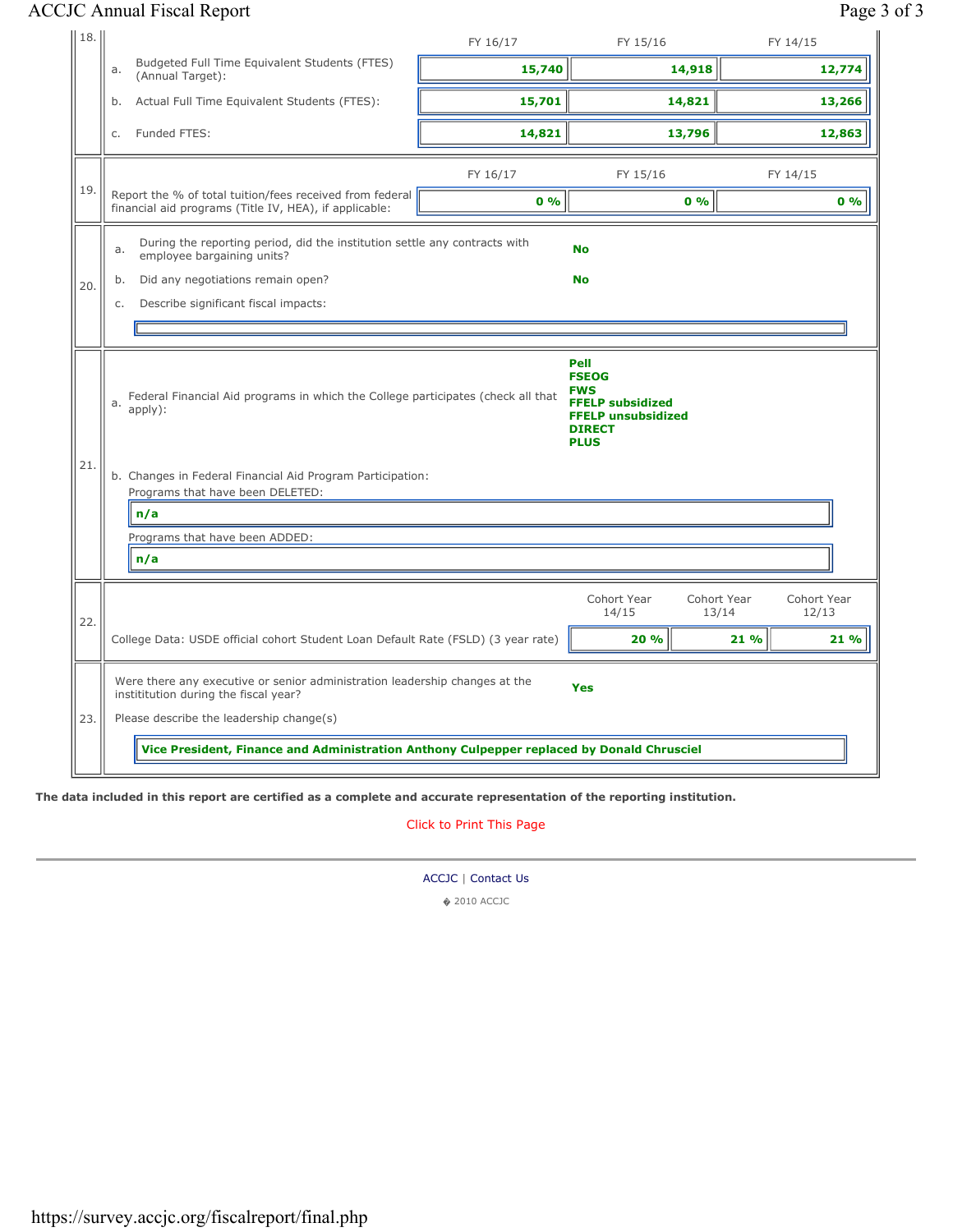| 18. | | FY 16/17 | FY 15/16 | FY 14/15 |
|---|---|---|---|---|
| | a. Budgeted Full Time Equivalent Students (FTES) (Annual Target): | 15,740 | 14,918 | 12,774 |
| | b. Actual Full Time Equivalent Students (FTES): | 15,701 | 14,821 | 13,266 |
| | c. Funded FTES: | 14,821 | 13,796 | 12,863 |

| 19. | | FY 16/17 | FY 15/16 | FY 14/15 |
|---|---|---|---|---|
| | Report the % of total tuition/fees received from federal financial aid programs (Title IV, HEA), if applicable: | 0 % | 0 % | 0 % |

20.

a. During the reporting period, did the institution settle any contracts with employee bargaining units? **No**

b. Did any negotiations remain open? **No**

c. Describe significant fiscal impacts:

21.

a. Federal Financial Aid programs in which the College participates (check all that apply):

**Pell**
**FSEOG**
**FWS**
**FFELP subsidized**
**FFELP unsubsidized**
**DIRECT**
**PLUS**

b. Changes in Federal Financial Aid Program Participation:

Programs that have been DELETED:

**n/a**

Programs that have been ADDED:

**n/a**

| 22. | | Cohort Year 14/15 | Cohort Year 13/14 | Cohort Year 12/13 |
|---|---|---|---|---|
| | College Data: USDE official cohort Student Loan Default Rate (FSLD) (3 year rate) | 20 % | 21 % | 21 % |

23.

Were there any executive or senior administration leadership changes at the instititution during the fiscal year? **Yes**

Please describe the leadership change(s)

**Vice President, Finance and Administration Anthony Culpepper replaced by Donald Chrusciel**

**The data included in this report are certified as a complete and accurate representation of the reporting institution.**

Click to Print This Page

ACCJC | Contact Us

� 2010 ACCJC